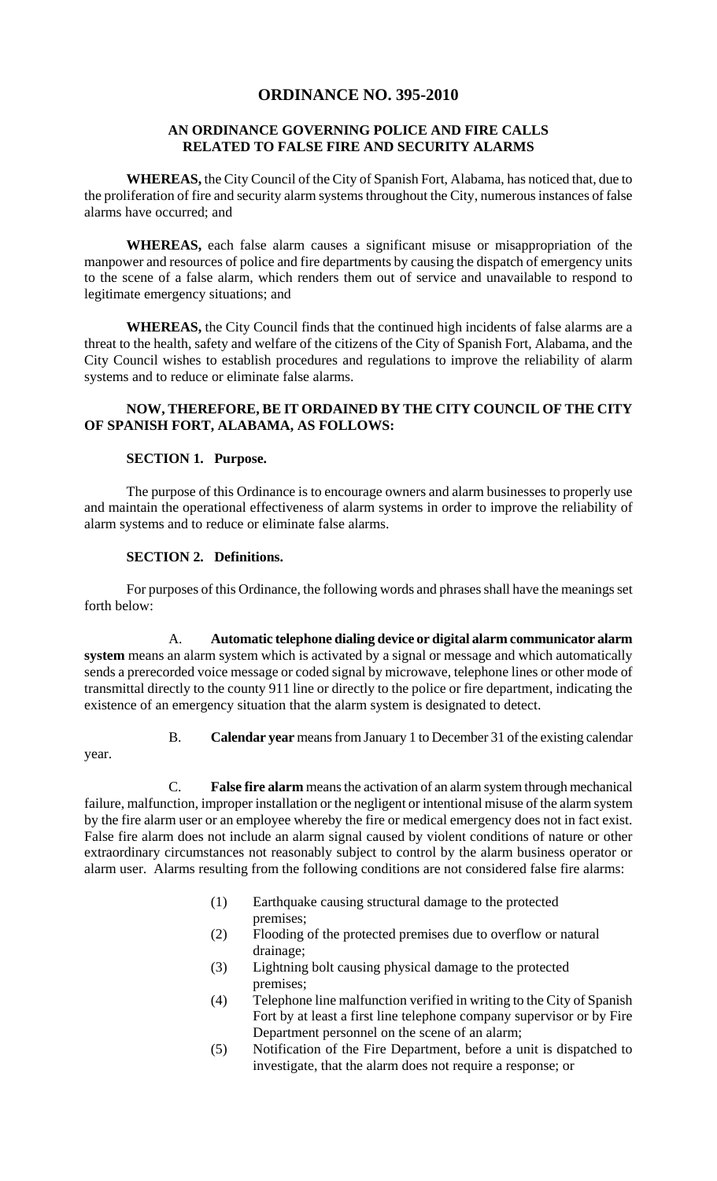# ORDINANCE NO. 395-2010

## AN ORDINANCE GOVERNING POLICE AND FIRE CALLS RELATED TO FALSE FIRE AND SECURITY ALARMS

**WHEREAS,** the City Council of the City of Spanish Fort, Alabama, has noticed that, due to the proliferation of fire and security alarm systems throughout the City, numerous instances of false alarms have occurred; and

**WHEREAS,** each false alarm causes a significant misuse or misappropriation of the manpower and resources of police and fire departments by causing the dispatch of emergency units to the scene of a false alarm, which renders them out of service and unavailable to respond to legitimate emergency situations; and

**WHEREAS,** the City Council finds that the continued high incidents of false alarms are a threat to the health, safety and welfare of the citizens of the City of Spanish Fort, Alabama, and the City Council wishes to establish procedures and regulations to improve the reliability of alarm systems and to reduce or eliminate false alarms.

**NOW, THEREFORE, BE IT ORDAINED BY THE CITY COUNCIL OF THE CITY OF SPANISH FORT, ALABAMA, AS FOLLOWS:**

### SECTION 1. Purpose.

The purpose of this Ordinance is to encourage owners and alarm businesses to properly use and maintain the operational effectiveness of alarm systems in order to improve the reliability of alarm systems and to reduce or eliminate false alarms.

### SECTION 2. Definitions.

For purposes of this Ordinance, the following words and phrases shall have the meanings set forth below:

A. **Automatic telephone dialing device or digital alarm communicator alarm system** means an alarm system which is activated by a signal or message and which automatically sends a prerecorded voice message or coded signal by microwave, telephone lines or other mode of transmittal directly to the county 911 line or directly to the police or fire department, indicating the existence of an emergency situation that the alarm system is designated to detect.

B. **Calendar year** means from January 1 to December 31 of the existing calendar year.

C. **False fire alarm** means the activation of an alarm system through mechanical failure, malfunction, improper installation or the negligent or intentional misuse of the alarm system by the fire alarm user or an employee whereby the fire or medical emergency does not in fact exist. False fire alarm does not include an alarm signal caused by violent conditions of nature or other extraordinary circumstances not reasonably subject to control by the alarm business operator or alarm user. Alarms resulting from the following conditions are not considered false fire alarms:

(1) Earthquake causing structural damage to the protected premises;
(2) Flooding of the protected premises due to overflow or natural drainage;
(3) Lightning bolt causing physical damage to the protected premises;
(4) Telephone line malfunction verified in writing to the City of Spanish Fort by at least a first line telephone company supervisor or by Fire Department personnel on the scene of an alarm;
(5) Notification of the Fire Department, before a unit is dispatched to investigate, that the alarm does not require a response; or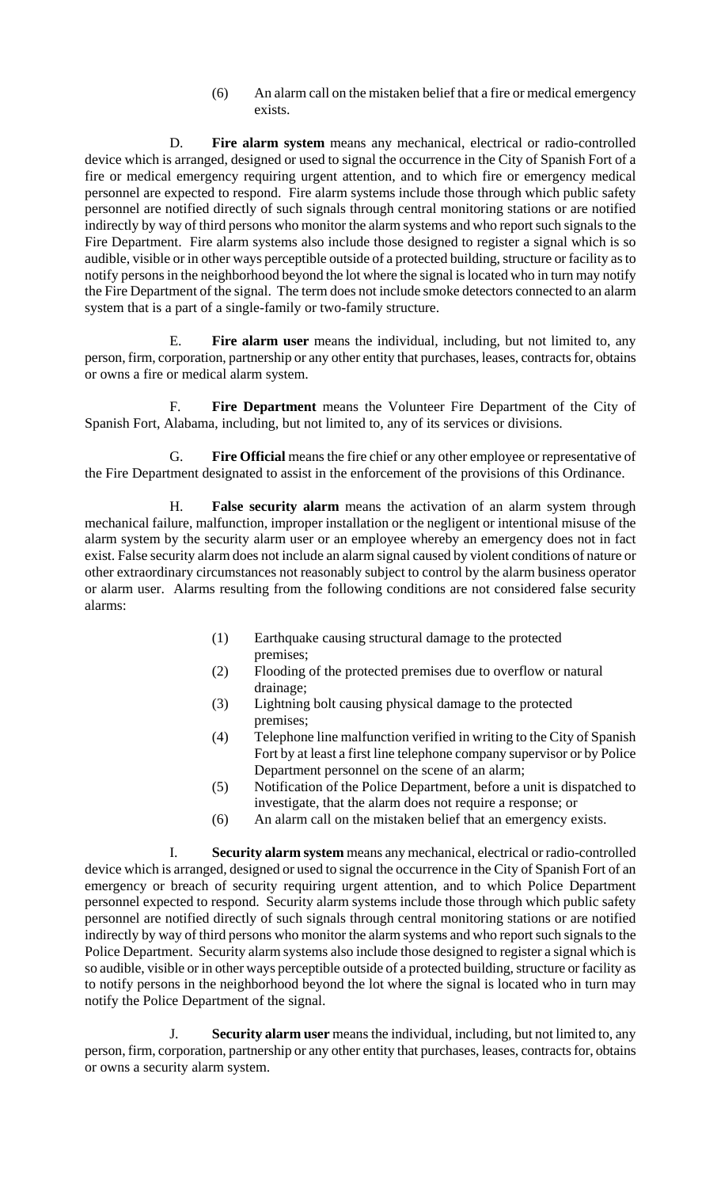(6) An alarm call on the mistaken belief that a fire or medical emergency exists.

D. **Fire alarm system** means any mechanical, electrical or radio-controlled device which is arranged, designed or used to signal the occurrence in the City of Spanish Fort of a fire or medical emergency requiring urgent attention, and to which fire or emergency medical personnel are expected to respond. Fire alarm systems include those through which public safety personnel are notified directly of such signals through central monitoring stations or are notified indirectly by way of third persons who monitor the alarm systems and who report such signals to the Fire Department. Fire alarm systems also include those designed to register a signal which is so audible, visible or in other ways perceptible outside of a protected building, structure or facility as to notify persons in the neighborhood beyond the lot where the signal is located who in turn may notify the Fire Department of the signal. The term does not include smoke detectors connected to an alarm system that is a part of a single-family or two-family structure.

E. **Fire alarm user** means the individual, including, but not limited to, any person, firm, corporation, partnership or any other entity that purchases, leases, contracts for, obtains or owns a fire or medical alarm system.

F. **Fire Department** means the Volunteer Fire Department of the City of Spanish Fort, Alabama, including, but not limited to, any of its services or divisions.

G. **Fire Official** means the fire chief or any other employee or representative of the Fire Department designated to assist in the enforcement of the provisions of this Ordinance.

H. **False security alarm** means the activation of an alarm system through mechanical failure, malfunction, improper installation or the negligent or intentional misuse of the alarm system by the security alarm user or an employee whereby an emergency does not in fact exist. False security alarm does not include an alarm signal caused by violent conditions of nature or other extraordinary circumstances not reasonably subject to control by the alarm business operator or alarm user. Alarms resulting from the following conditions are not considered false security alarms:

(1) Earthquake causing structural damage to the protected premises;
(2) Flooding of the protected premises due to overflow or natural drainage;
(3) Lightning bolt causing physical damage to the protected premises;
(4) Telephone line malfunction verified in writing to the City of Spanish Fort by at least a first line telephone company supervisor or by Police Department personnel on the scene of an alarm;
(5) Notification of the Police Department, before a unit is dispatched to investigate, that the alarm does not require a response; or
(6) An alarm call on the mistaken belief that an emergency exists.

I. **Security alarm system** means any mechanical, electrical or radio-controlled device which is arranged, designed or used to signal the occurrence in the City of Spanish Fort of an emergency or breach of security requiring urgent attention, and to which Police Department personnel expected to respond. Security alarm systems include those through which public safety personnel are notified directly of such signals through central monitoring stations or are notified indirectly by way of third persons who monitor the alarm systems and who report such signals to the Police Department. Security alarm systems also include those designed to register a signal which is so audible, visible or in other ways perceptible outside of a protected building, structure or facility as to notify persons in the neighborhood beyond the lot where the signal is located who in turn may notify the Police Department of the signal.

J. **Security alarm user** means the individual, including, but not limited to, any person, firm, corporation, partnership or any other entity that purchases, leases, contracts for, obtains or owns a security alarm system.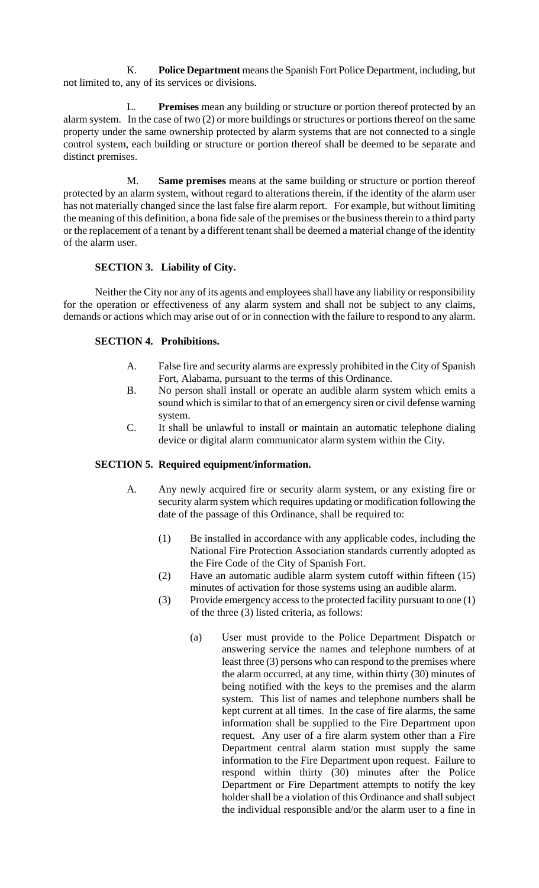K. **Police Department** means the Spanish Fort Police Department, including, but not limited to, any of its services or divisions.

L. **Premises** mean any building or structure or portion thereof protected by an alarm system. In the case of two (2) or more buildings or structures or portions thereof on the same property under the same ownership protected by alarm systems that are not connected to a single control system, each building or structure or portion thereof shall be deemed to be separate and distinct premises.

M. **Same premises** means at the same building or structure or portion thereof protected by an alarm system, without regard to alterations therein, if the identity of the alarm user has not materially changed since the last false fire alarm report. For example, but without limiting the meaning of this definition, a bona fide sale of the premises or the business therein to a third party or the replacement of a tenant by a different tenant shall be deemed a material change of the identity of the alarm user.

**SECTION 3. Liability of City.**

Neither the City nor any of its agents and employees shall have any liability or responsibility for the operation or effectiveness of any alarm system and shall not be subject to any claims, demands or actions which may arise out of or in connection with the failure to respond to any alarm.

**SECTION 4. Prohibitions.**

A. False fire and security alarms are expressly prohibited in the City of Spanish Fort, Alabama, pursuant to the terms of this Ordinance.

B. No person shall install or operate an audible alarm system which emits a sound which is similar to that of an emergency siren or civil defense warning system.

C. It shall be unlawful to install or maintain an automatic telephone dialing device or digital alarm communicator alarm system within the City.

**SECTION 5. Required equipment/information.**

A. Any newly acquired fire or security alarm system, or any existing fire or security alarm system which requires updating or modification following the date of the passage of this Ordinance, shall be required to:

(1) Be installed in accordance with any applicable codes, including the National Fire Protection Association standards currently adopted as the Fire Code of the City of Spanish Fort.

(2) Have an automatic audible alarm system cutoff within fifteen (15) minutes of activation for those systems using an audible alarm.

(3) Provide emergency access to the protected facility pursuant to one (1) of the three (3) listed criteria, as follows:

(a) User must provide to the Police Department Dispatch or answering service the names and telephone numbers of at least three (3) persons who can respond to the premises where the alarm occurred, at any time, within thirty (30) minutes of being notified with the keys to the premises and the alarm system. This list of names and telephone numbers shall be kept current at all times. In the case of fire alarms, the same information shall be supplied to the Fire Department upon request. Any user of a fire alarm system other than a Fire Department central alarm station must supply the same information to the Fire Department upon request. Failure to respond within thirty (30) minutes after the Police Department or Fire Department attempts to notify the key holder shall be a violation of this Ordinance and shall subject the individual responsible and/or the alarm user to a fine in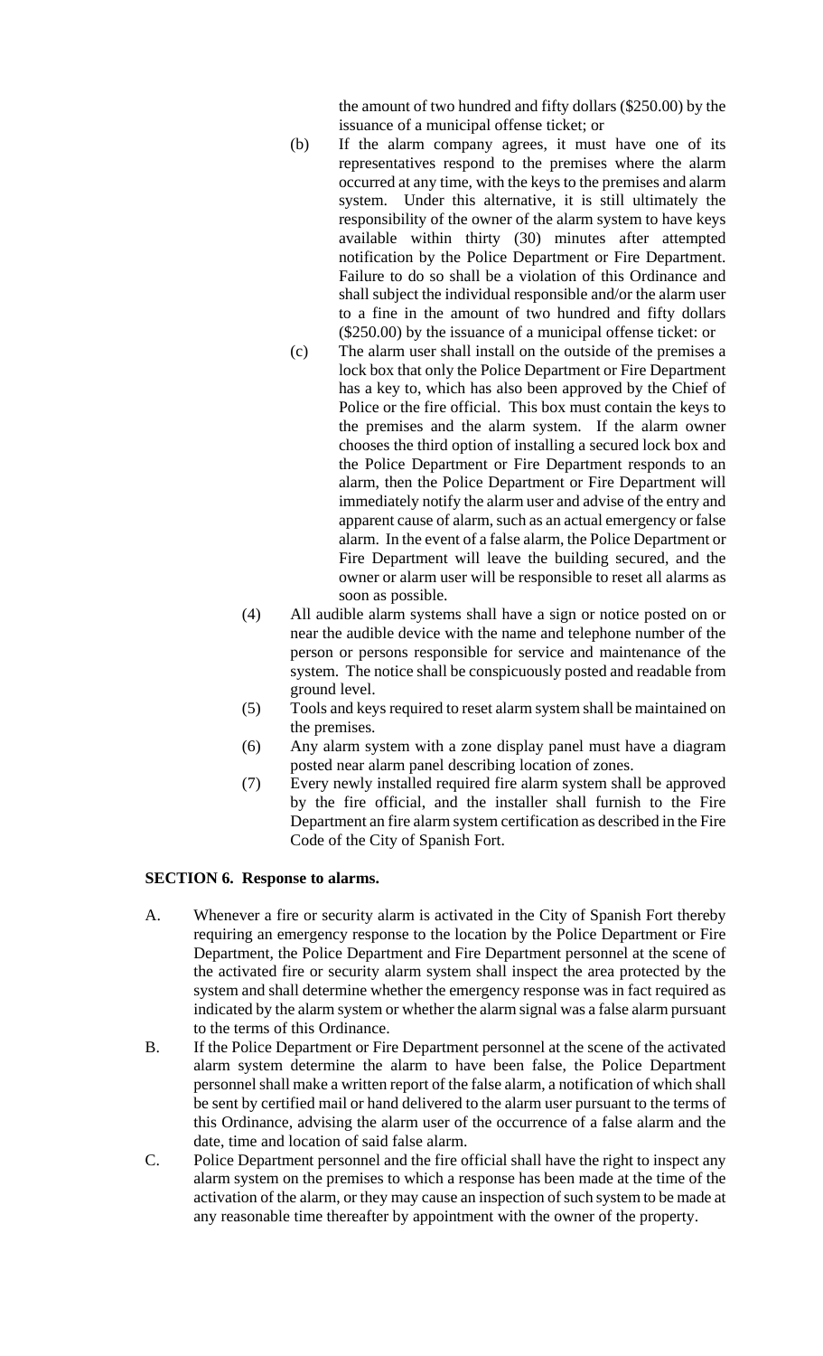the amount of two hundred and fifty dollars ($250.00) by the issuance of a municipal offense ticket; or

(b) If the alarm company agrees, it must have one of its representatives respond to the premises where the alarm occurred at any time, with the keys to the premises and alarm system. Under this alternative, it is still ultimately the responsibility of the owner of the alarm system to have keys available within thirty (30) minutes after attempted notification by the Police Department or Fire Department. Failure to do so shall be a violation of this Ordinance and shall subject the individual responsible and/or the alarm user to a fine in the amount of two hundred and fifty dollars ($250.00) by the issuance of a municipal offense ticket: or

(c) The alarm user shall install on the outside of the premises a lock box that only the Police Department or Fire Department has a key to, which has also been approved by the Chief of Police or the fire official. This box must contain the keys to the premises and the alarm system. If the alarm owner chooses the third option of installing a secured lock box and the Police Department or Fire Department responds to an alarm, then the Police Department or Fire Department will immediately notify the alarm user and advise of the entry and apparent cause of alarm, such as an actual emergency or false alarm. In the event of a false alarm, the Police Department or Fire Department will leave the building secured, and the owner or alarm user will be responsible to reset all alarms as soon as possible.

(4) All audible alarm systems shall have a sign or notice posted on or near the audible device with the name and telephone number of the person or persons responsible for service and maintenance of the system. The notice shall be conspicuously posted and readable from ground level.

(5) Tools and keys required to reset alarm system shall be maintained on the premises.

(6) Any alarm system with a zone display panel must have a diagram posted near alarm panel describing location of zones.

(7) Every newly installed required fire alarm system shall be approved by the fire official, and the installer shall furnish to the Fire Department an fire alarm system certification as described in the Fire Code of the City of Spanish Fort.

**SECTION 6. Response to alarms.**

A. Whenever a fire or security alarm is activated in the City of Spanish Fort thereby requiring an emergency response to the location by the Police Department or Fire Department, the Police Department and Fire Department personnel at the scene of the activated fire or security alarm system shall inspect the area protected by the system and shall determine whether the emergency response was in fact required as indicated by the alarm system or whether the alarm signal was a false alarm pursuant to the terms of this Ordinance.

B. If the Police Department or Fire Department personnel at the scene of the activated alarm system determine the alarm to have been false, the Police Department personnel shall make a written report of the false alarm, a notification of which shall be sent by certified mail or hand delivered to the alarm user pursuant to the terms of this Ordinance, advising the alarm user of the occurrence of a false alarm and the date, time and location of said false alarm.

C. Police Department personnel and the fire official shall have the right to inspect any alarm system on the premises to which a response has been made at the time of the activation of the alarm, or they may cause an inspection of such system to be made at any reasonable time thereafter by appointment with the owner of the property.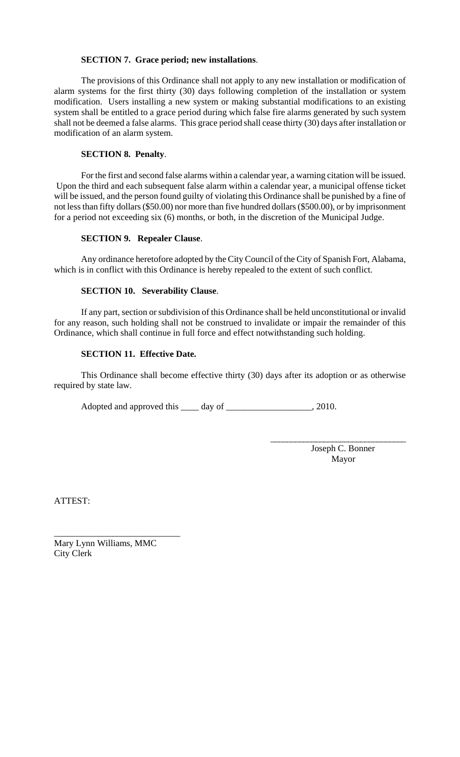**SECTION 7. Grace period; new installations**.

The provisions of this Ordinance shall not apply to any new installation or modification of alarm systems for the first thirty (30) days following completion of the installation or system modification. Users installing a new system or making substantial modifications to an existing system shall be entitled to a grace period during which false fire alarms generated by such system shall not be deemed a false alarms. This grace period shall cease thirty (30) days after installation or modification of an alarm system.

**SECTION 8. Penalty**.

For the first and second false alarms within a calendar year, a warning citation will be issued. Upon the third and each subsequent false alarm within a calendar year, a municipal offense ticket will be issued, and the person found guilty of violating this Ordinance shall be punished by a fine of not less than fifty dollars ($50.00) nor more than five hundred dollars ($500.00), or by imprisonment for a period not exceeding six (6) months, or both, in the discretion of the Municipal Judge.

**SECTION 9. Repealer Clause**.

Any ordinance heretofore adopted by the City Council of the City of Spanish Fort, Alabama, which is in conflict with this Ordinance is hereby repealed to the extent of such conflict.

**SECTION 10. Severability Clause**.

If any part, section or subdivision of this Ordinance shall be held unconstitutional or invalid for any reason, such holding shall not be construed to invalidate or impair the remainder of this Ordinance, which shall continue in full force and effect notwithstanding such holding.

**SECTION 11. Effective Date.**

This Ordinance shall become effective thirty (30) days after its adoption or as otherwise required by state law.

Adopted and approved this ____ day of ___________________, 2010.

_______________________________
Joseph C. Bonner
Mayor

ATTEST:

___________________________
Mary Lynn Williams, MMC
City Clerk